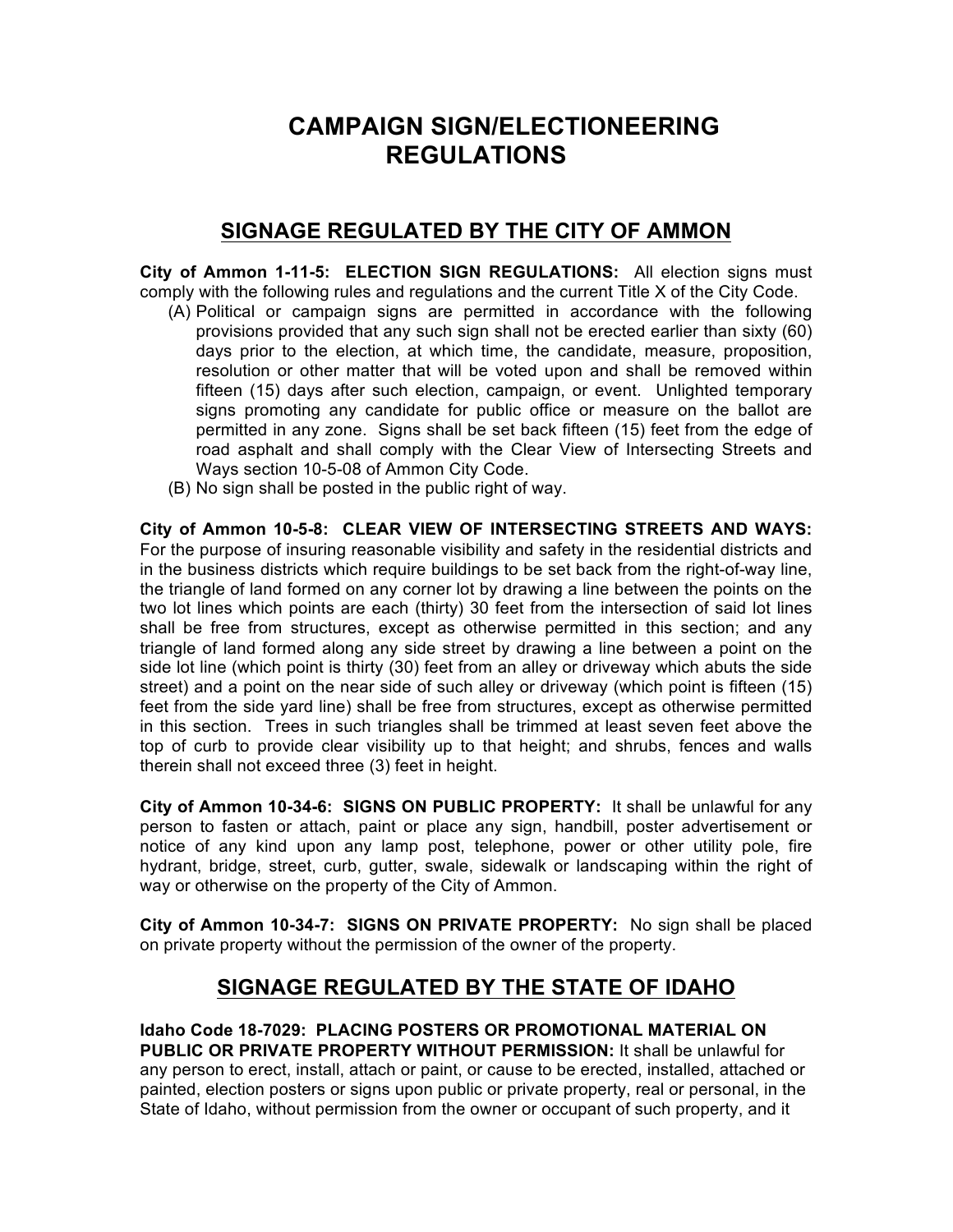# CAMPAIGN SIGN/ELECTIONEERING REGULATIONS

## SIGNAGE REGULATED BY THE CITY OF AMMON

**City of Ammon 1-11-5: ELECTION SIGN REGULATIONS:** All election signs must comply with the following rules and regulations and the current Title X of the City Code.

(A) Political or campaign signs are permitted in accordance with the following provisions provided that any such sign shall not be erected earlier than sixty (60) days prior to the election, at which time, the candidate, measure, proposition, resolution or other matter that will be voted upon and shall be removed within fifteen (15) days after such election, campaign, or event. Unlighted temporary signs promoting any candidate for public office or measure on the ballot are permitted in any zone. Signs shall be set back fifteen (15) feet from the edge of road asphalt and shall comply with the Clear View of Intersecting Streets and Ways section 10-5-08 of Ammon City Code.

(B) No sign shall be posted in the public right of way.

**City of Ammon 10-5-8: CLEAR VIEW OF INTERSECTING STREETS AND WAYS:** For the purpose of insuring reasonable visibility and safety in the residential districts and in the business districts which require buildings to be set back from the right-of-way line, the triangle of land formed on any corner lot by drawing a line between the points on the two lot lines which points are each (thirty) 30 feet from the intersection of said lot lines shall be free from structures, except as otherwise permitted in this section; and any triangle of land formed along any side street by drawing a line between a point on the side lot line (which point is thirty (30) feet from an alley or driveway which abuts the side street) and a point on the near side of such alley or driveway (which point is fifteen (15) feet from the side yard line) shall be free from structures, except as otherwise permitted in this section. Trees in such triangles shall be trimmed at least seven feet above the top of curb to provide clear visibility up to that height; and shrubs, fences and walls therein shall not exceed three (3) feet in height.

**City of Ammon 10-34-6: SIGNS ON PUBLIC PROPERTY:** It shall be unlawful for any person to fasten or attach, paint or place any sign, handbill, poster advertisement or notice of any kind upon any lamp post, telephone, power or other utility pole, fire hydrant, bridge, street, curb, gutter, swale, sidewalk or landscaping within the right of way or otherwise on the property of the City of Ammon.

**City of Ammon 10-34-7: SIGNS ON PRIVATE PROPERTY:** No sign shall be placed on private property without the permission of the owner of the property.

## SIGNAGE REGULATED BY THE STATE OF IDAHO

**Idaho Code 18-7029: PLACING POSTERS OR PROMOTIONAL MATERIAL ON PUBLIC OR PRIVATE PROPERTY WITHOUT PERMISSION:** It shall be unlawful for any person to erect, install, attach or paint, or cause to be erected, installed, attached or painted, election posters or signs upon public or private property, real or personal, in the State of Idaho, without permission from the owner or occupant of such property, and it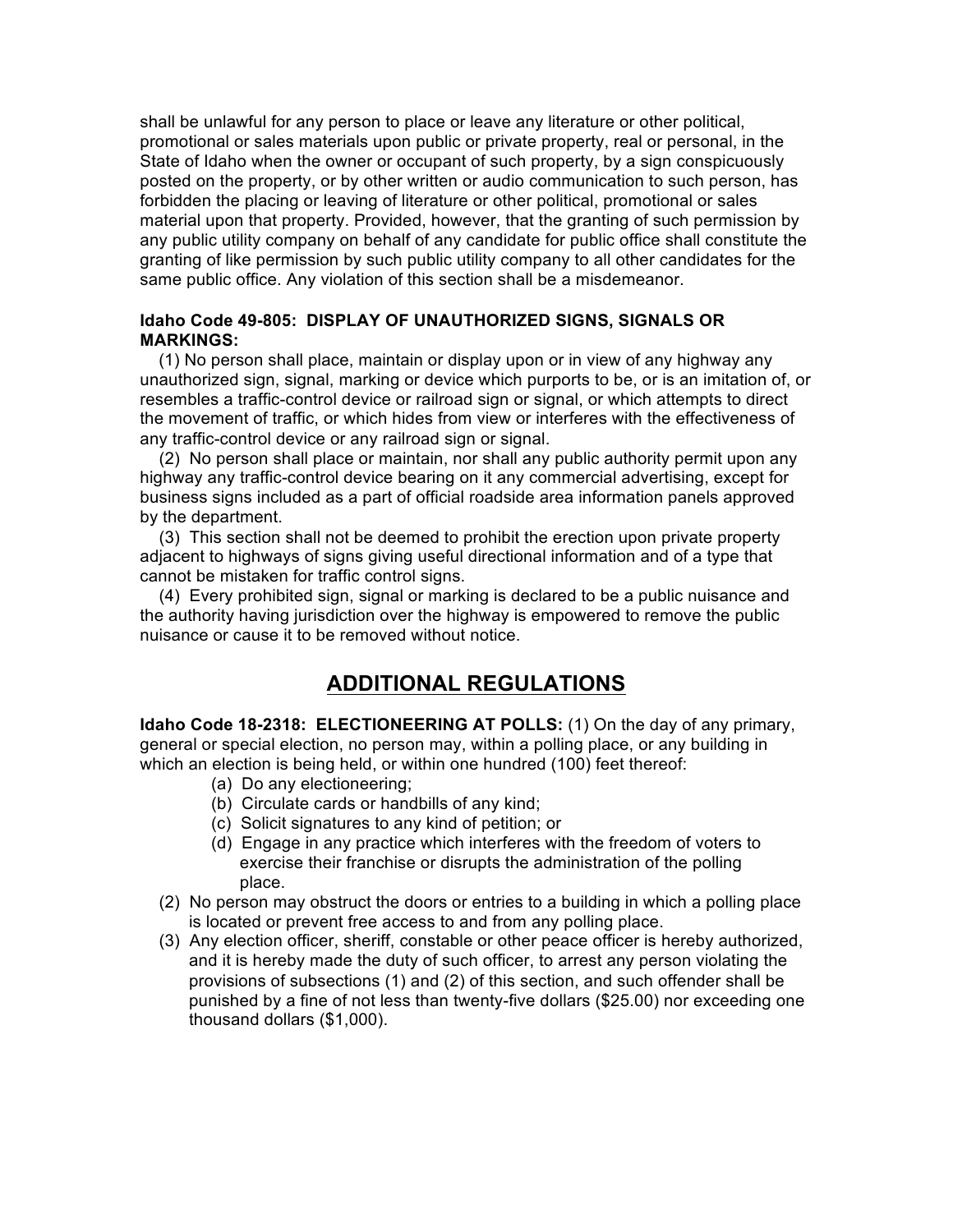shall be unlawful for any person to place or leave any literature or other political, promotional or sales materials upon public or private property, real or personal, in the State of Idaho when the owner or occupant of such property, by a sign conspicuously posted on the property, or by other written or audio communication to such person, has forbidden the placing or leaving of literature or other political, promotional or sales material upon that property. Provided, however, that the granting of such permission by any public utility company on behalf of any candidate for public office shall constitute the granting of like permission by such public utility company to all other candidates for the same public office. Any violation of this section shall be a misdemeanor.

**Idaho Code 49-805: DISPLAY OF UNAUTHORIZED SIGNS, SIGNALS OR MARKINGS:**

(1) No person shall place, maintain or display upon or in view of any highway any unauthorized sign, signal, marking or device which purports to be, or is an imitation of, or resembles a traffic-control device or railroad sign or signal, or which attempts to direct the movement of traffic, or which hides from view or interferes with the effectiveness of any traffic-control device or any railroad sign or signal.

(2) No person shall place or maintain, nor shall any public authority permit upon any highway any traffic-control device bearing on it any commercial advertising, except for business signs included as a part of official roadside area information panels approved by the department.

(3) This section shall not be deemed to prohibit the erection upon private property adjacent to highways of signs giving useful directional information and of a type that cannot be mistaken for traffic control signs.

(4) Every prohibited sign, signal or marking is declared to be a public nuisance and the authority having jurisdiction over the highway is empowered to remove the public nuisance or cause it to be removed without notice.

## ADDITIONAL REGULATIONS

**Idaho Code 18-2318: ELECTIONEERING AT POLLS:** (1) On the day of any primary, general or special election, no person may, within a polling place, or any building in which an election is being held, or within one hundred (100) feet thereof:

- (a) Do any electioneering;
- (b) Circulate cards or handbills of any kind;
- (c) Solicit signatures to any kind of petition; or
- (d) Engage in any practice which interferes with the freedom of voters to exercise their franchise or disrupts the administration of the polling place.

(2) No person may obstruct the doors or entries to a building in which a polling place is located or prevent free access to and from any polling place.

(3) Any election officer, sheriff, constable or other peace officer is hereby authorized, and it is hereby made the duty of such officer, to arrest any person violating the provisions of subsections (1) and (2) of this section, and such offender shall be punished by a fine of not less than twenty-five dollars ($25.00) nor exceeding one thousand dollars ($1,000).